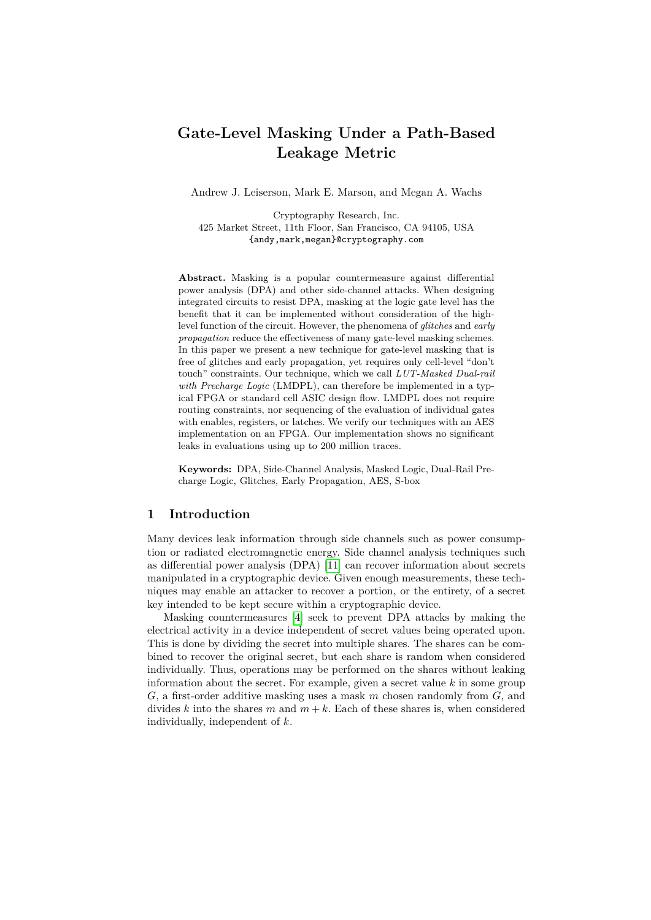# Gate-Level Masking Under a Path-Based Leakage Metric

Andrew J. Leiserson, Mark E. Marson, and Megan A. Wachs

Cryptography Research, Inc.
425 Market Street, 11th Floor, San Francisco, CA 94105, USA
{andy,mark,megan}@cryptography.com

**Abstract.** Masking is a popular countermeasure against differential power analysis (DPA) and other side-channel attacks. When designing integrated circuits to resist DPA, masking at the logic gate level has the benefit that it can be implemented without consideration of the high-level function of the circuit. However, the phenomena of *glitches* and *early propagation* reduce the effectiveness of many gate-level masking schemes. In this paper we present a new technique for gate-level masking that is free of glitches and early propagation, yet requires only cell-level "don't touch" constraints. Our technique, which we call *LUT-Masked Dual-rail with Precharge Logic* (LMDPL), can therefore be implemented in a typical FPGA or standard cell ASIC design flow. LMDPL does not require routing constraints, nor sequencing of the evaluation of individual gates with enables, registers, or latches. We verify our techniques with an AES implementation on an FPGA. Our implementation shows no significant leaks in evaluations using up to 200 million traces.

**Keywords:** DPA, Side-Channel Analysis, Masked Logic, Dual-Rail Precharge Logic, Glitches, Early Propagation, AES, S-box

## 1 Introduction

Many devices leak information through side channels such as power consumption or radiated electromagnetic energy. Side channel analysis techniques such as differential power analysis (DPA) [11] can recover information about secrets manipulated in a cryptographic device. Given enough measurements, these techniques may enable an attacker to recover a portion, or the entirety, of a secret key intended to be kept secure within a cryptographic device.

Masking countermeasures [4] seek to prevent DPA attacks by making the electrical activity in a device independent of secret values being operated upon. This is done by dividing the secret into multiple shares. The shares can be combined to recover the original secret, but each share is random when considered individually. Thus, operations may be performed on the shares without leaking information about the secret. For example, given a secret value $k$ in some group $G$, a first-order additive masking uses a mask $m$ chosen randomly from $G$, and divides $k$ into the shares $m$ and $m + k$. Each of these shares is, when considered individually, independent of $k$.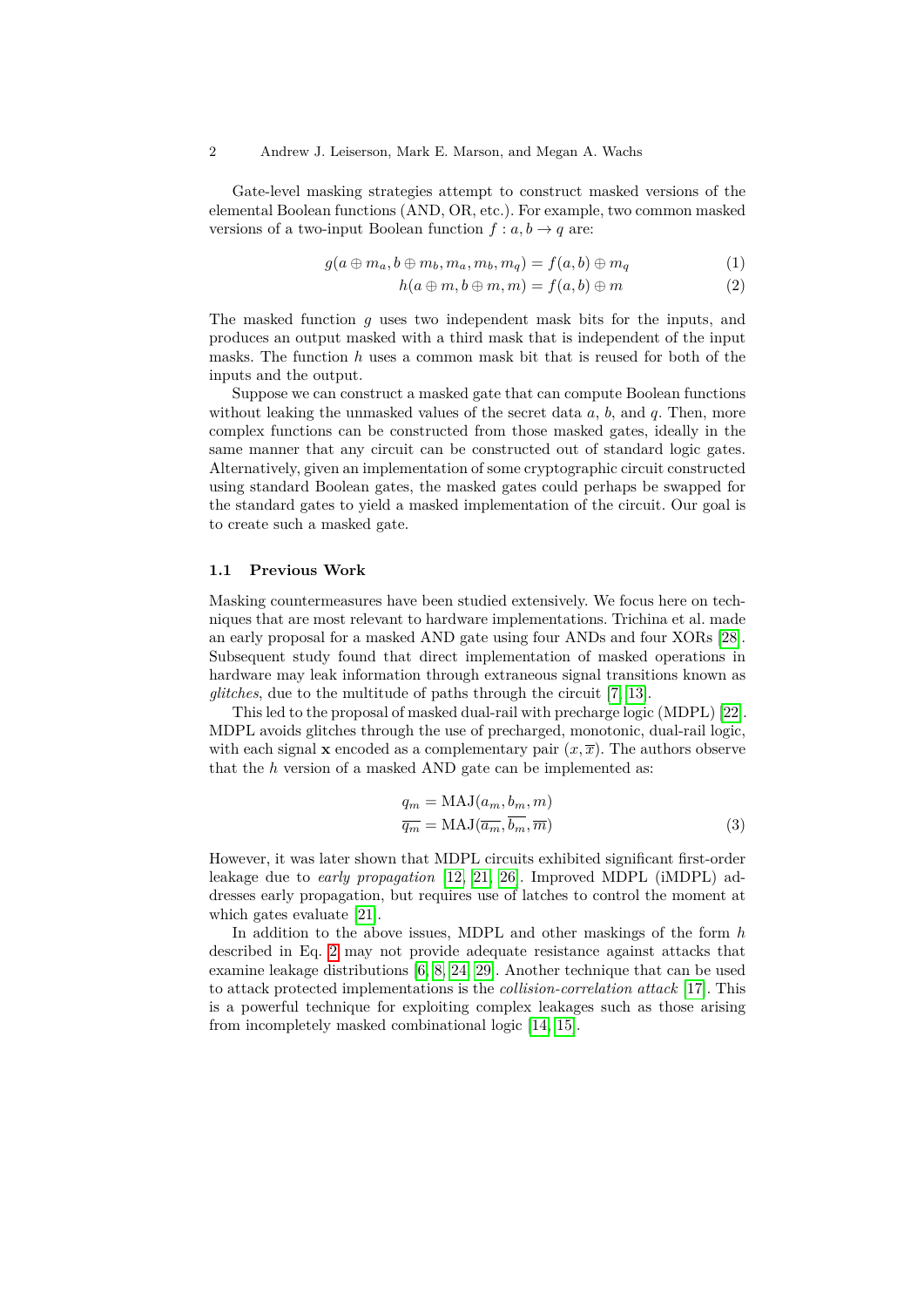Gate-level masking strategies attempt to construct masked versions of the elemental Boolean functions (AND, OR, etc.). For example, two common masked versions of a two-input Boolean function $f : a, b \to q$ are:

$$g(a \oplus m_a, b \oplus m_b, m_a, m_b, m_q) = f(a, b) \oplus m_q \tag{1}$$

$$h(a \oplus m, b \oplus m, m) = f(a, b) \oplus m \tag{2}$$

The masked function $g$ uses two independent mask bits for the inputs, and produces an output masked with a third mask that is independent of the input masks. The function $h$ uses a common mask bit that is reused for both of the inputs and the output.

Suppose we can construct a masked gate that can compute Boolean functions without leaking the unmasked values of the secret data $a$, $b$, and $q$. Then, more complex functions can be constructed from those masked gates, ideally in the same manner that any circuit can be constructed out of standard logic gates. Alternatively, given an implementation of some cryptographic circuit constructed using standard Boolean gates, the masked gates could perhaps be swapped for the standard gates to yield a masked implementation of the circuit. Our goal is to create such a masked gate.

### 1.1 Previous Work

Masking countermeasures have been studied extensively. We focus here on techniques that are most relevant to hardware implementations. Trichina et al. made an early proposal for a masked AND gate using four ANDs and four XORs [28]. Subsequent study found that direct implementation of masked operations in hardware may leak information through extraneous signal transitions known as *glitches*, due to the multitude of paths through the circuit [7, 13].

This led to the proposal of masked dual-rail with precharge logic (MDPL) [22]. MDPL avoids glitches through the use of precharged, monotonic, dual-rail logic, with each signal $\mathbf{x}$ encoded as a complementary pair $(x, \overline{x})$. The authors observe that the $h$ version of a masked AND gate can be implemented as:

$$\begin{aligned} q_m &= \mathrm{MAJ}(a_m, b_m, m) \\ \overline{q_m} &= \mathrm{MAJ}(\overline{a_m}, \overline{b_m}, \overline{m}) \end{aligned} \tag{3}$$

However, it was later shown that MDPL circuits exhibited significant first-order leakage due to *early propagation* [12, 21, 26]. Improved MDPL (iMDPL) addresses early propagation, but requires use of latches to control the moment at which gates evaluate [21].

In addition to the above issues, MDPL and other maskings of the form $h$ described in Eq. 2 may not provide adequate resistance against attacks that examine leakage distributions [6, 8, 24, 29]. Another technique that can be used to attack protected implementations is the *collision-correlation attack* [17]. This is a powerful technique for exploiting complex leakages such as those arising from incompletely masked combinational logic [14, 15].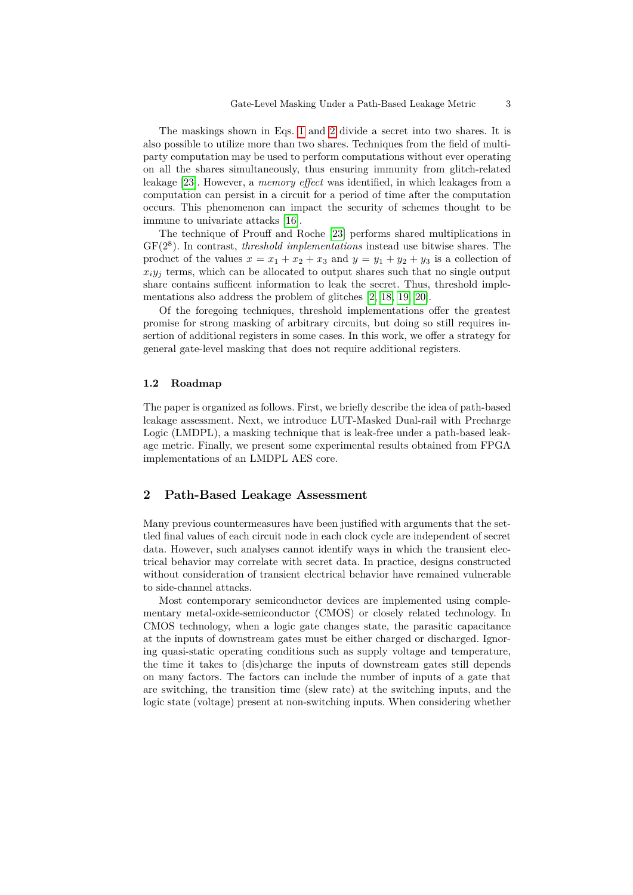The maskings shown in Eqs. 1 and 2 divide a secret into two shares. It is also possible to utilize more than two shares. Techniques from the field of multi-party computation may be used to perform computations without ever operating on all the shares simultaneously, thus ensuring immunity from glitch-related leakage [23]. However, a *memory effect* was identified, in which leakages from a computation can persist in a circuit for a period of time after the computation occurs. This phenomenon can impact the security of schemes thought to be immune to univariate attacks [16].

The technique of Prouff and Roche [23] performs shared multiplications in $GF(2^8)$. In contrast, *threshold implementations* instead use bitwise shares. The product of the values $x = x_1 + x_2 + x_3$ and $y = y_1 + y_2 + y_3$ is a collection of $x_i y_j$ terms, which can be allocated to output shares such that no single output share contains sufficent information to leak the secret. Thus, threshold implementations also address the problem of glitches [2, 18, 19, 20].

Of the foregoing techniques, threshold implementations offer the greatest promise for strong masking of arbitrary circuits, but doing so still requires insertion of additional registers in some cases. In this work, we offer a strategy for general gate-level masking that does not require additional registers.

### 1.2 Roadmap

The paper is organized as follows. First, we briefly describe the idea of path-based leakage assessment. Next, we introduce LUT-Masked Dual-rail with Precharge Logic (LMDPL), a masking technique that is leak-free under a path-based leakage metric. Finally, we present some experimental results obtained from FPGA implementations of an LMDPL AES core.

## 2 Path-Based Leakage Assessment

Many previous countermeasures have been justified with arguments that the settled final values of each circuit node in each clock cycle are independent of secret data. However, such analyses cannot identify ways in which the transient electrical behavior may correlate with secret data. In practice, designs constructed without consideration of transient electrical behavior have remained vulnerable to side-channel attacks.

Most contemporary semiconductor devices are implemented using complementary metal-oxide-semiconductor (CMOS) or closely related technology. In CMOS technology, when a logic gate changes state, the parasitic capacitance at the inputs of downstream gates must be either charged or discharged. Ignoring quasi-static operating conditions such as supply voltage and temperature, the time it takes to (dis)charge the inputs of downstream gates still depends on many factors. The factors can include the number of inputs of a gate that are switching, the transition time (slew rate) at the switching inputs, and the logic state (voltage) present at non-switching inputs. When considering whether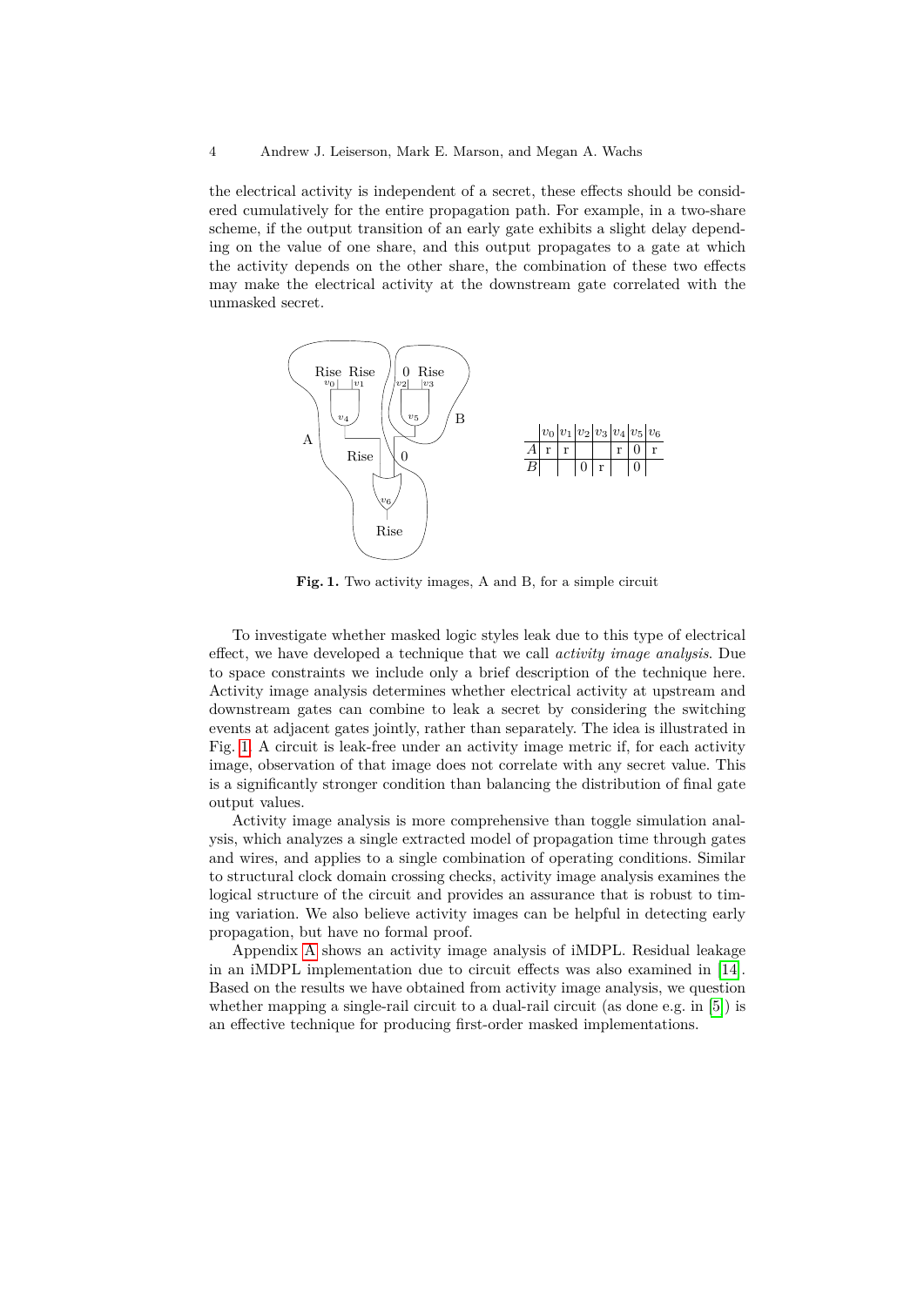the electrical activity is independent of a secret, these effects should be considered cumulatively for the entire propagation path. For example, in a two-share scheme, if the output transition of an early gate exhibits a slight delay depending on the value of one share, and this output propagates to a gate at which the activity depends on the other share, the combination of these two effects may make the electrical activity at the downstream gate correlated with the unmasked secret.

Rise Rise
$v_0$ $v_1$
$v_4$
A
Rise
0 Rise
$v_2$ $v_3$
$v_5$
B
0
$v_6$
Rise

| | $v_0$ | $v_1$ | $v_2$ | $v_3$ | $v_4$ | $v_5$ | $v_6$ |
|---|---|---|---|---|---|---|---|
| $A$ | r | r | | | r | 0 | r |
| $B$ | | | 0 | r | | 0 | |

**Fig. 1.** Two activity images, A and B, for a simple circuit

To investigate whether masked logic styles leak due to this type of electrical effect, we have developed a technique that we call *activity image analysis*. Due to space constraints we include only a brief description of the technique here. Activity image analysis determines whether electrical activity at upstream and downstream gates can combine to leak a secret by considering the switching events at adjacent gates jointly, rather than separately. The idea is illustrated in Fig. 1. A circuit is leak-free under an activity image metric if, for each activity image, observation of that image does not correlate with any secret value. This is a significantly stronger condition than balancing the distribution of final gate output values.

Activity image analysis is more comprehensive than toggle simulation analysis, which analyzes a single extracted model of propagation time through gates and wires, and applies to a single combination of operating conditions. Similar to structural clock domain crossing checks, activity image analysis examines the logical structure of the circuit and provides an assurance that is robust to timing variation. We also believe activity images can be helpful in detecting early propagation, but have no formal proof.

Appendix A shows an activity image analysis of iMDPL. Residual leakage in an iMDPL implementation due to circuit effects was also examined in [14]. Based on the results we have obtained from activity image analysis, we question whether mapping a single-rail circuit to a dual-rail circuit (as done e.g. in [5]) is an effective technique for producing first-order masked implementations.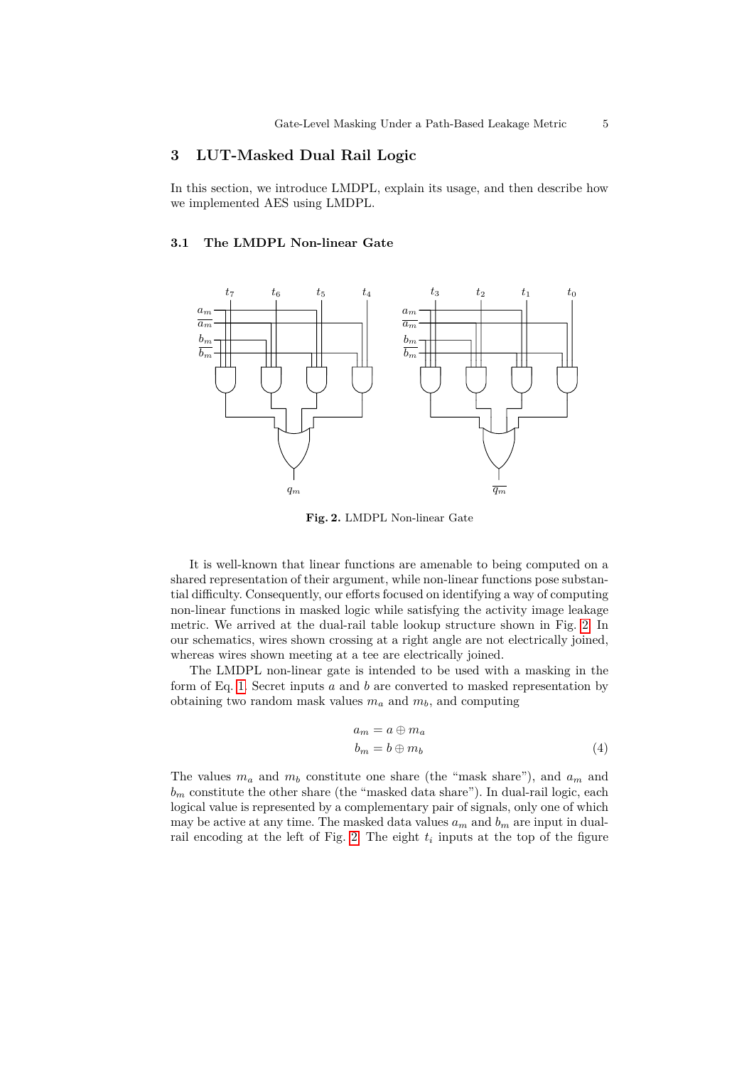## 3 LUT-Masked Dual Rail Logic

In this section, we introduce LMDPL, explain its usage, and then describe how we implemented AES using LMDPL.

### 3.1 The LMDPL Non-linear Gate

**Fig. 2.** LMDPL Non-linear Gate

It is well-known that linear functions are amenable to being computed on a shared representation of their argument, while non-linear functions pose substantial difficulty. Consequently, our efforts focused on identifying a way of computing non-linear functions in masked logic while satisfying the activity image leakage metric. We arrived at the dual-rail table lookup structure shown in Fig. 2. In our schematics, wires shown crossing at a right angle are not electrically joined, whereas wires shown meeting at a tee are electrically joined.

The LMDPL non-linear gate is intended to be used with a masking in the form of Eq. 1. Secret inputs $a$ and $b$ are converted to masked representation by obtaining two random mask values $m_a$ and $m_b$, and computing

$$
\begin{aligned}
a_m &= a \oplus m_a \\
b_m &= b \oplus m_b
\end{aligned} \tag{4}
$$

The values $m_a$ and $m_b$ constitute one share (the "mask share"), and $a_m$ and $b_m$ constitute the other share (the "masked data share"). In dual-rail logic, each logical value is represented by a complementary pair of signals, only one of which may be active at any time. The masked data values $a_m$ and $b_m$ are input in dual-rail encoding at the left of Fig. 2. The eight $t_i$ inputs at the top of the figure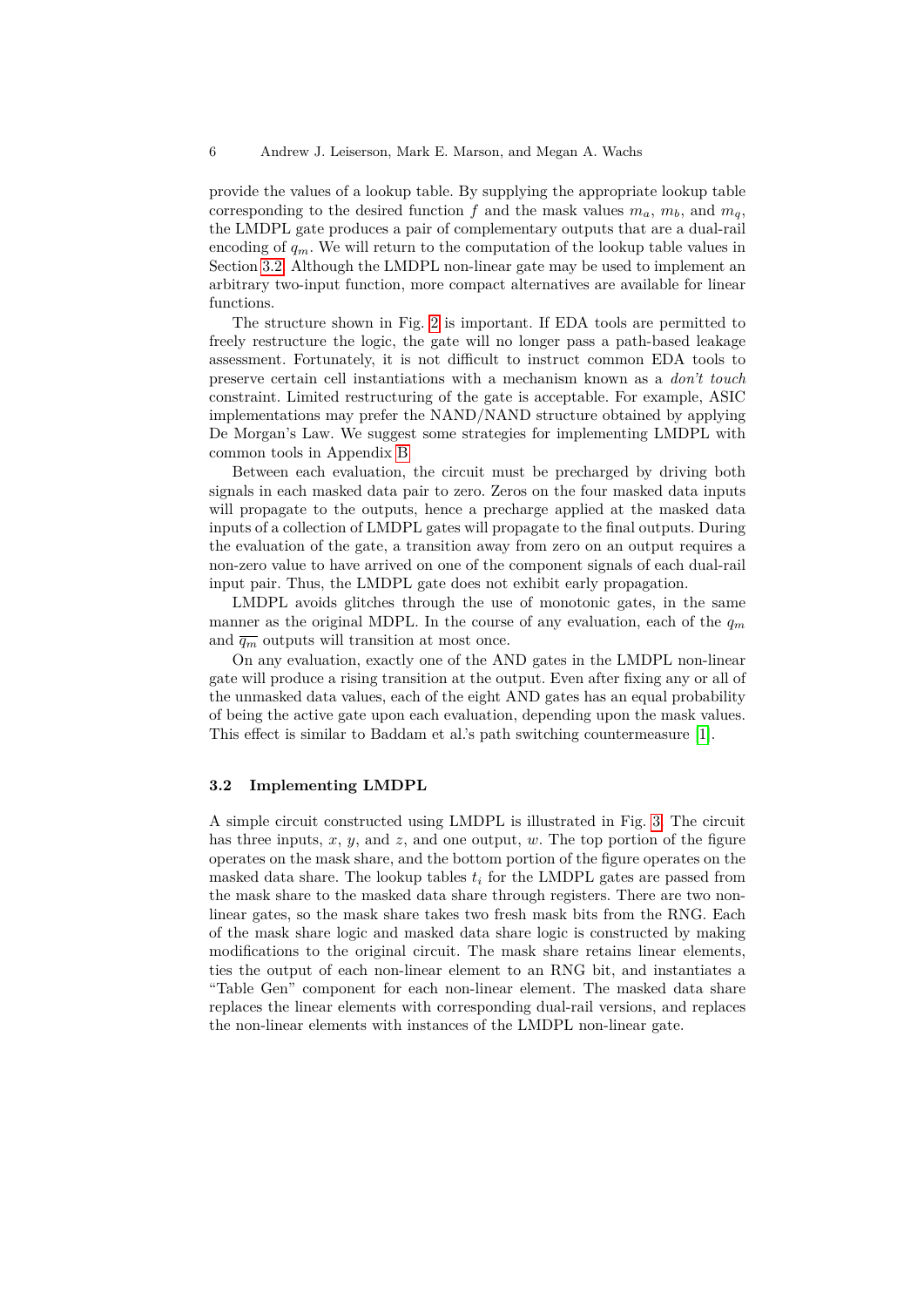provide the values of a lookup table. By supplying the appropriate lookup table corresponding to the desired function $f$ and the mask values $m_a$, $m_b$, and $m_q$, the LMDPL gate produces a pair of complementary outputs that are a dual-rail encoding of $q_m$. We will return to the computation of the lookup table values in Section 3.2. Although the LMDPL non-linear gate may be used to implement an arbitrary two-input function, more compact alternatives are available for linear functions.

The structure shown in Fig. 2 is important. If EDA tools are permitted to freely restructure the logic, the gate will no longer pass a path-based leakage assessment. Fortunately, it is not difficult to instruct common EDA tools to preserve certain cell instantiations with a mechanism known as a *don't touch* constraint. Limited restructuring of the gate is acceptable. For example, ASIC implementations may prefer the NAND/NAND structure obtained by applying De Morgan's Law. We suggest some strategies for implementing LMDPL with common tools in Appendix B.

Between each evaluation, the circuit must be precharged by driving both signals in each masked data pair to zero. Zeros on the four masked data inputs will propagate to the outputs, hence a precharge applied at the masked data inputs of a collection of LMDPL gates will propagate to the final outputs. During the evaluation of the gate, a transition away from zero on an output requires a non-zero value to have arrived on one of the component signals of each dual-rail input pair. Thus, the LMDPL gate does not exhibit early propagation.

LMDPL avoids glitches through the use of monotonic gates, in the same manner as the original MDPL. In the course of any evaluation, each of the $q_m$ and $\overline{q_m}$ outputs will transition at most once.

On any evaluation, exactly one of the AND gates in the LMDPL non-linear gate will produce a rising transition at the output. Even after fixing any or all of the unmasked data values, each of the eight AND gates has an equal probability of being the active gate upon each evaluation, depending upon the mask values. This effect is similar to Baddam et al.'s path switching countermeasure [1].

### 3.2 Implementing LMDPL

A simple circuit constructed using LMDPL is illustrated in Fig. 3. The circuit has three inputs, $x$, $y$, and $z$, and one output, $w$. The top portion of the figure operates on the mask share, and the bottom portion of the figure operates on the masked data share. The lookup tables $t_i$ for the LMDPL gates are passed from the mask share to the masked data share through registers. There are two non-linear gates, so the mask share takes two fresh mask bits from the RNG. Each of the mask share logic and masked data share logic is constructed by making modifications to the original circuit. The mask share retains linear elements, ties the output of each non-linear element to an RNG bit, and instantiates a "Table Gen" component for each non-linear element. The masked data share replaces the linear elements with corresponding dual-rail versions, and replaces the non-linear elements with instances of the LMDPL non-linear gate.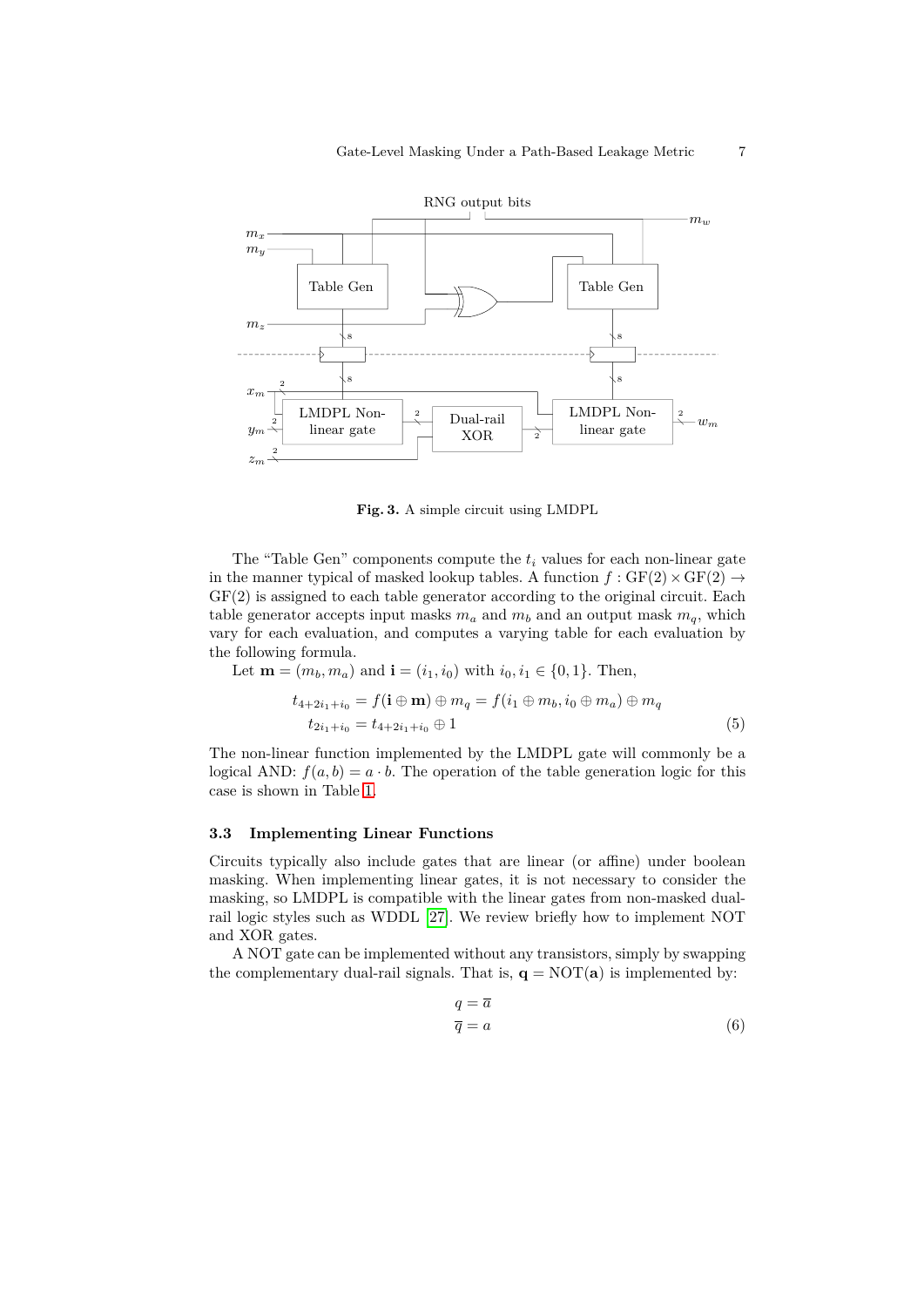**Fig. 3.** A simple circuit using LMDPL

The "Table Gen" components compute the $t_i$ values for each non-linear gate in the manner typical of masked lookup tables. A function $f : \mathrm{GF}(2) \times \mathrm{GF}(2) \rightarrow \mathrm{GF}(2)$ is assigned to each table generator according to the original circuit. Each table generator accepts input masks $m_a$ and $m_b$ and an output mask $m_q$, which vary for each evaluation, and computes a varying table for each evaluation by the following formula.

Let $\mathbf{m} = (m_b, m_a)$ and $\mathbf{i} = (i_1, i_0)$ with $i_0, i_1 \in \{0, 1\}$. Then,

$$
\begin{aligned}
t_{4+2i_1+i_0} &= f(\mathbf{i} \oplus \mathbf{m}) \oplus m_q = f(i_1 \oplus m_b, i_0 \oplus m_a) \oplus m_q \\
t_{2i_1+i_0} &= t_{4+2i_1+i_0} \oplus 1
\end{aligned}
\tag{5}
$$

The non-linear function implemented by the LMDPL gate will commonly be a logical AND: $f(a, b) = a \cdot b$. The operation of the table generation logic for this case is shown in Table 1.

### 3.3 Implementing Linear Functions

Circuits typically also include gates that are linear (or affine) under boolean masking. When implementing linear gates, it is not necessary to consider the masking, so LMDPL is compatible with the linear gates from non-masked dual-rail logic styles such as WDDL [27]. We review briefly how to implement NOT and XOR gates.

A NOT gate can be implemented without any transistors, simply by swapping the complementary dual-rail signals. That is, $\mathbf{q} = \mathrm{NOT}(\mathbf{a})$ is implemented by:

$$
\begin{aligned}
q &= \overline{a} \\
\overline{q} &= a
\end{aligned}
\tag{6}
$$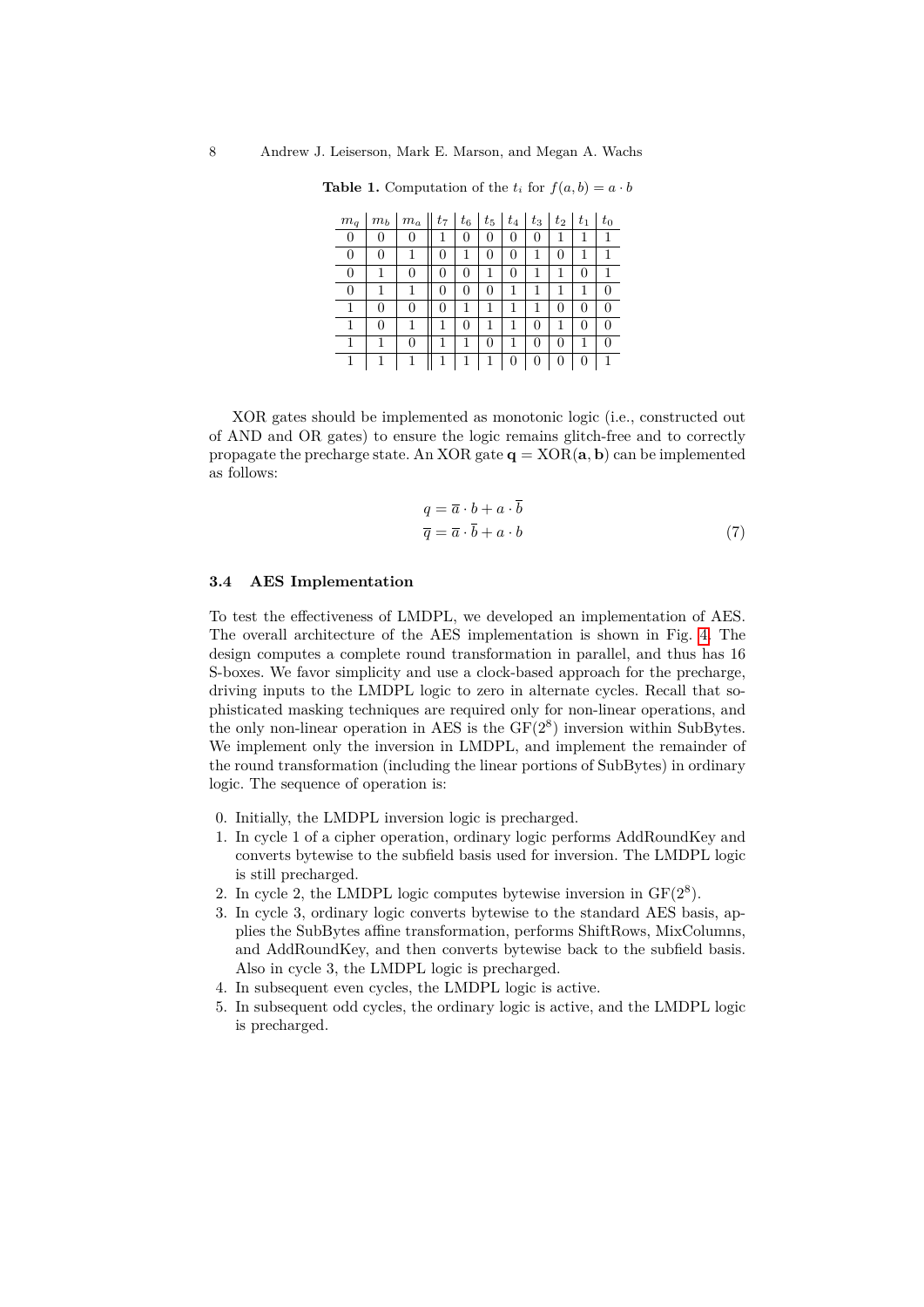**Table 1.** Computation of the $t_i$ for $f(a, b) = a \cdot b$

| $m_q$ | $m_b$ | $m_a$ | $t_7$ | $t_6$ | $t_5$ | $t_4$ | $t_3$ | $t_2$ | $t_1$ | $t_0$ |
|---|---|---|---|---|---|---|---|---|---|---|
| 0 | 0 | 0 | 1 | 0 | 0 | 0 | 0 | 1 | 1 | 1 |
| 0 | 0 | 1 | 0 | 1 | 0 | 0 | 1 | 0 | 1 | 1 |
| 0 | 1 | 0 | 0 | 0 | 1 | 0 | 1 | 1 | 0 | 1 |
| 0 | 1 | 1 | 0 | 0 | 0 | 1 | 1 | 1 | 1 | 0 |
| 1 | 0 | 0 | 0 | 1 | 1 | 1 | 1 | 0 | 0 | 0 |
| 1 | 0 | 1 | 1 | 0 | 1 | 1 | 0 | 1 | 0 | 0 |
| 1 | 1 | 0 | 1 | 1 | 0 | 1 | 0 | 0 | 1 | 0 |
| 1 | 1 | 1 | 1 | 1 | 1 | 0 | 0 | 0 | 0 | 1 |

XOR gates should be implemented as monotonic logic (i.e., constructed out of AND and OR gates) to ensure the logic remains glitch-free and to correctly propagate the precharge state. An XOR gate $\mathbf{q} = \mathrm{XOR}(\mathbf{a}, \mathbf{b})$ can be implemented as follows:

$$q = \overline{a} \cdot b + a \cdot \overline{b}$$
$$\overline{q} = \overline{a} \cdot \overline{b} + a \cdot b \tag{7}$$

### 3.4 AES Implementation

To test the effectiveness of LMDPL, we developed an implementation of AES. The overall architecture of the AES implementation is shown in Fig. 4. The design computes a complete round transformation in parallel, and thus has 16 S-boxes. We favor simplicity and use a clock-based approach for the precharge, driving inputs to the LMDPL logic to zero in alternate cycles. Recall that sophisticated masking techniques are required only for non-linear operations, and the only non-linear operation in AES is the $\mathrm{GF}(2^8)$ inversion within SubBytes. We implement only the inversion in LMDPL, and implement the remainder of the round transformation (including the linear portions of SubBytes) in ordinary logic. The sequence of operation is:

0. Initially, the LMDPL inversion logic is precharged.
1. In cycle 1 of a cipher operation, ordinary logic performs AddRoundKey and converts bytewise to the subfield basis used for inversion. The LMDPL logic is still precharged.
2. In cycle 2, the LMDPL logic computes bytewise inversion in $\mathrm{GF}(2^8)$.
3. In cycle 3, ordinary logic converts bytewise to the standard AES basis, applies the SubBytes affine transformation, performs ShiftRows, MixColumns, and AddRoundKey, and then converts bytewise back to the subfield basis. Also in cycle 3, the LMDPL logic is precharged.
4. In subsequent even cycles, the LMDPL logic is active.
5. In subsequent odd cycles, the ordinary logic is active, and the LMDPL logic is precharged.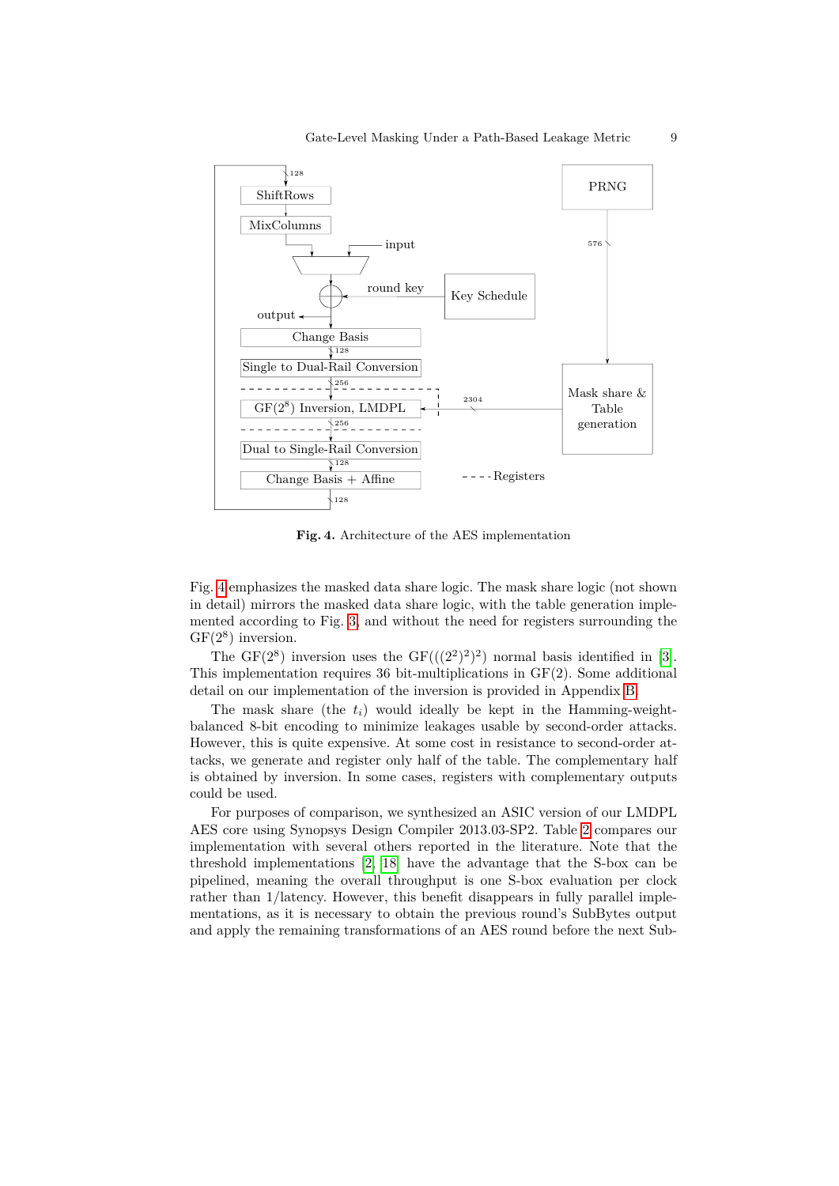**Fig. 4.** Architecture of the AES implementation

Fig. 4 emphasizes the masked data share logic. The mask share logic (not shown in detail) mirrors the masked data share logic, with the table generation implemented according to Fig. 3, and without the need for registers surrounding the $GF(2^8)$ inversion.

The $GF(2^8)$ inversion uses the $GF(((2^2)^2)^2)$ normal basis identified in [3]. This implementation requires 36 bit-multiplications in $GF(2)$. Some additional detail on our implementation of the inversion is provided in Appendix B.

The mask share (the $t_i$) would ideally be kept in the Hamming-weight-balanced 8-bit encoding to minimize leakages usable by second-order attacks. However, this is quite expensive. At some cost in resistance to second-order attacks, we generate and register only half of the table. The complementary half is obtained by inversion. In some cases, registers with complementary outputs could be used.

For purposes of comparison, we synthesized an ASIC version of our LMDPL AES core using Synopsys Design Compiler 2013.03-SP2. Table 2 compares our implementation with several others reported in the literature. Note that the threshold implementations [2] [18] have the advantage that the S-box can be pipelined, meaning the overall throughput is one S-box evaluation per clock rather than 1/latency. However, this benefit disappears in fully parallel implementations, as it is necessary to obtain the previous round's SubBytes output and apply the remaining transformations of an AES round before the next Sub-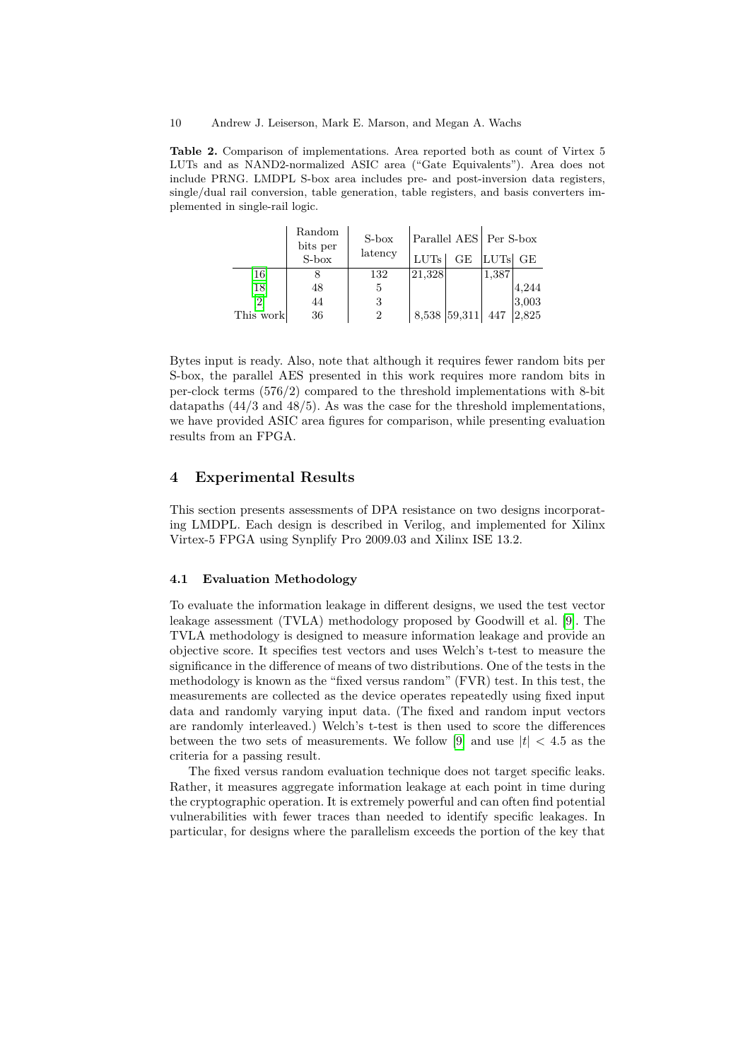**Table 2.** Comparison of implementations. Area reported both as count of Virtex 5 LUTs and as NAND2-normalized ASIC area ("Gate Equivalents"). Area does not include PRNG. LMDPL S-box area includes pre- and post-inversion data registers, single/dual rail conversion, table generation, table registers, and basis converters implemented in single-rail logic.

| | Random bits per S-box | S-box latency | Parallel AES | | Per S-box | |
|---|---|---|---|---|---|---|
| | | | LUTs | GE | LUTs | GE |
| [16] | 8 | 132 | 21,328 | | 1,387 | |
| [18] | 48 | 5 | | | | 4,244 |
| [2] | 44 | 3 | | | | 3,003 |
| This work | 36 | 2 | 8,538 | 59,311 | 447 | 2,825 |

Bytes input is ready. Also, note that although it requires fewer random bits per S-box, the parallel AES presented in this work requires more random bits in per-clock terms (576/2) compared to the threshold implementations with 8-bit datapaths (44/3 and 48/5). As was the case for the threshold implementations, we have provided ASIC area figures for comparison, while presenting evaluation results from an FPGA.

## 4 Experimental Results

This section presents assessments of DPA resistance on two designs incorporating LMDPL. Each design is described in Verilog, and implemented for Xilinx Virtex-5 FPGA using Synplify Pro 2009.03 and Xilinx ISE 13.2.

### 4.1 Evaluation Methodology

To evaluate the information leakage in different designs, we used the test vector leakage assessment (TVLA) methodology proposed by Goodwill et al. [9]. The TVLA methodology is designed to measure information leakage and provide an objective score. It specifies test vectors and uses Welch's t-test to measure the significance in the difference of means of two distributions. One of the tests in the methodology is known as the "fixed versus random" (FVR) test. In this test, the measurements are collected as the device operates repeatedly using fixed input data and randomly varying input data. (The fixed and random input vectors are randomly interleaved.) Welch's t-test is then used to score the differences between the two sets of measurements. We follow [9] and use $|t| < 4.5$ as the criteria for a passing result.

The fixed versus random evaluation technique does not target specific leaks. Rather, it measures aggregate information leakage at each point in time during the cryptographic operation. It is extremely powerful and can often find potential vulnerabilities with fewer traces than needed to identify specific leakages. In particular, for designs where the parallelism exceeds the portion of the key that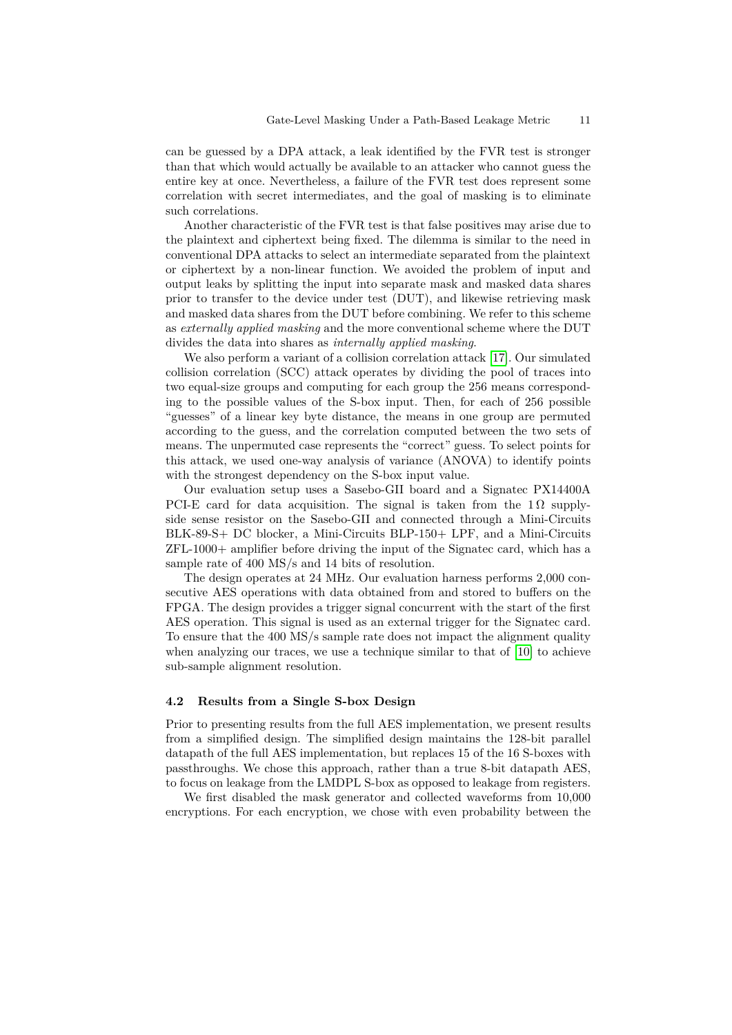can be guessed by a DPA attack, a leak identified by the FVR test is stronger than that which would actually be available to an attacker who cannot guess the entire key at once. Nevertheless, a failure of the FVR test does represent some correlation with secret intermediates, and the goal of masking is to eliminate such correlations.

Another characteristic of the FVR test is that false positives may arise due to the plaintext and ciphertext being fixed. The dilemma is similar to the need in conventional DPA attacks to select an intermediate separated from the plaintext or ciphertext by a non-linear function. We avoided the problem of input and output leaks by splitting the input into separate mask and masked data shares prior to transfer to the device under test (DUT), and likewise retrieving mask and masked data shares from the DUT before combining. We refer to this scheme as *externally applied masking* and the more conventional scheme where the DUT divides the data into shares as *internally applied masking*.

We also perform a variant of a collision correlation attack [17]. Our simulated collision correlation (SCC) attack operates by dividing the pool of traces into two equal-size groups and computing for each group the 256 means corresponding to the possible values of the S-box input. Then, for each of 256 possible "guesses" of a linear key byte distance, the means in one group are permuted according to the guess, and the correlation computed between the two sets of means. The unpermuted case represents the "correct" guess. To select points for this attack, we used one-way analysis of variance (ANOVA) to identify points with the strongest dependency on the S-box input value.

Our evaluation setup uses a Sasebo-GII board and a Signatec PX14400A PCI-E card for data acquisition. The signal is taken from the $1\,\Omega$ supply-side sense resistor on the Sasebo-GII and connected through a Mini-Circuits BLK-89-S+ DC blocker, a Mini-Circuits BLP-150+ LPF, and a Mini-Circuits ZFL-1000+ amplifier before driving the input of the Signatec card, which has a sample rate of 400 MS/s and 14 bits of resolution.

The design operates at 24 MHz. Our evaluation harness performs 2,000 consecutive AES operations with data obtained from and stored to buffers on the FPGA. The design provides a trigger signal concurrent with the start of the first AES operation. This signal is used as an external trigger for the Signatec card. To ensure that the 400 MS/s sample rate does not impact the alignment quality when analyzing our traces, we use a technique similar to that of [10] to achieve sub-sample alignment resolution.

### 4.2 Results from a Single S-box Design

Prior to presenting results from the full AES implementation, we present results from a simplified design. The simplified design maintains the 128-bit parallel datapath of the full AES implementation, but replaces 15 of the 16 S-boxes with passthroughs. We chose this approach, rather than a true 8-bit datapath AES, to focus on leakage from the LMDPL S-box as opposed to leakage from registers.

We first disabled the mask generator and collected waveforms from 10,000 encryptions. For each encryption, we chose with even probability between the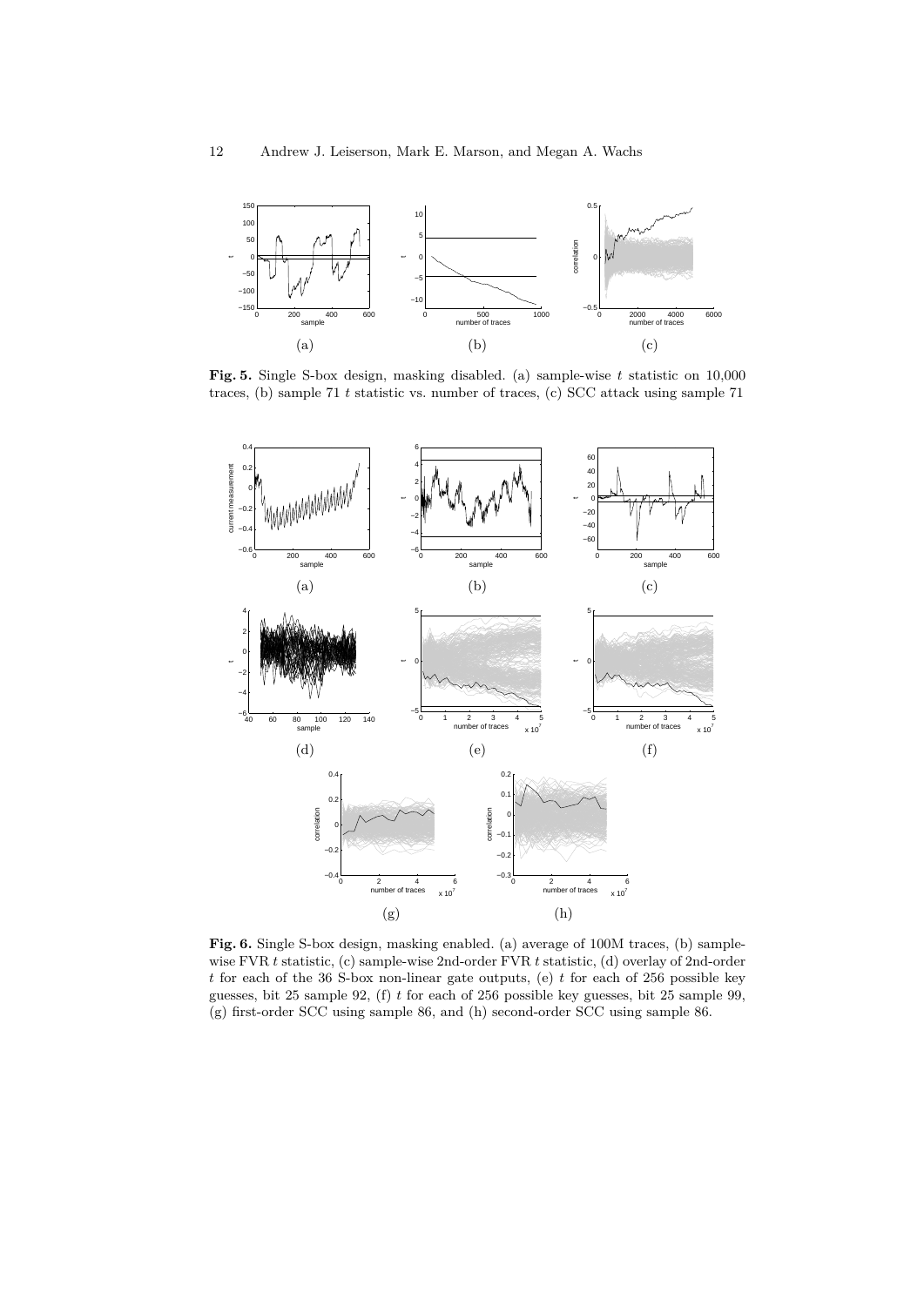**Fig. 5.** Single S-box design, masking disabled. (a) sample-wise $t$ statistic on 10,000 traces, (b) sample 71 $t$ statistic vs. number of traces, (c) SCC attack using sample 71

**Fig. 6.** Single S-box design, masking enabled. (a) average of 100M traces, (b) sample-wise FVR $t$ statistic, (c) sample-wise 2nd-order FVR $t$ statistic, (d) overlay of 2nd-order $t$ for each of the 36 S-box non-linear gate outputs, (e) $t$ for each of 256 possible key guesses, bit 25 sample 92, (f) $t$ for each of 256 possible key guesses, bit 25 sample 99, (g) first-order SCC using sample 86, and (h) second-order SCC using sample 86.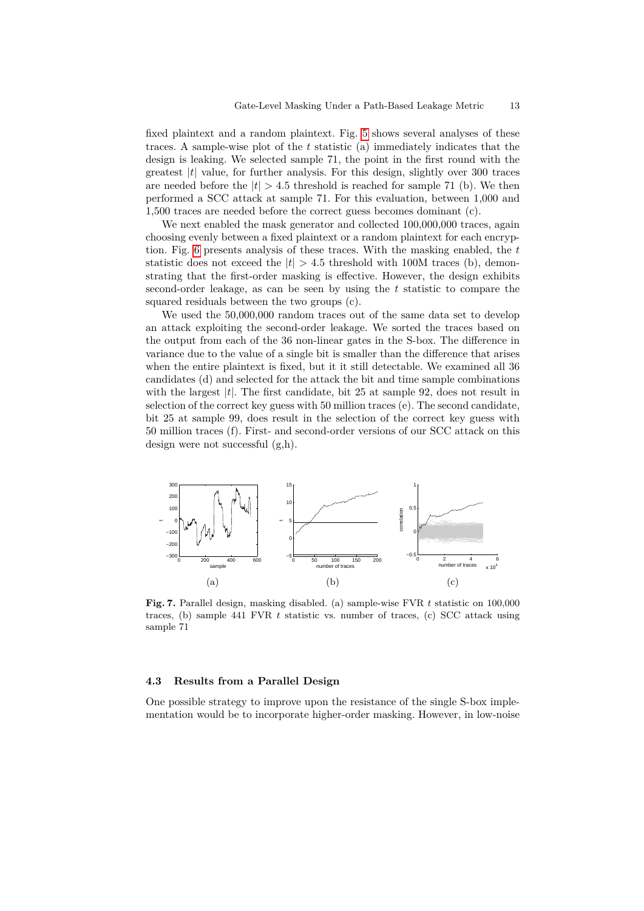fixed plaintext and a random plaintext. Fig. 5 shows several analyses of these traces. A sample-wise plot of the $t$ statistic (a) immediately indicates that the design is leaking. We selected sample 71, the point in the first round with the greatest $|t|$ value, for further analysis. For this design, slightly over 300 traces are needed before the $|t| > 4.5$ threshold is reached for sample 71 (b). We then performed a SCC attack at sample 71. For this evaluation, between 1,000 and 1,500 traces are needed before the correct guess becomes dominant (c).

We next enabled the mask generator and collected 100,000,000 traces, again choosing evenly between a fixed plaintext or a random plaintext for each encryption. Fig. 6 presents analysis of these traces. With the masking enabled, the $t$ statistic does not exceed the $|t| > 4.5$ threshold with 100M traces (b), demonstrating that the first-order masking is effective. However, the design exhibits second-order leakage, as can be seen by using the $t$ statistic to compare the squared residuals between the two groups (c).

We used the 50,000,000 random traces out of the same data set to develop an attack exploiting the second-order leakage. We sorted the traces based on the output from each of the 36 non-linear gates in the S-box. The difference in variance due to the value of a single bit is smaller than the difference that arises when the entire plaintext is fixed, but it it still detectable. We examined all 36 candidates (d) and selected for the attack the bit and time sample combinations with the largest $|t|$. The first candidate, bit 25 at sample 92, does not result in selection of the correct key guess with 50 million traces (e). The second candidate, bit 25 at sample 99, does result in the selection of the correct key guess with 50 million traces (f). First- and second-order versions of our SCC attack on this design were not successful (g,h).

**Fig. 7.** Parallel design, masking disabled. (a) sample-wise FVR $t$ statistic on 100,000 traces, (b) sample 441 FVR $t$ statistic vs. number of traces, (c) SCC attack using sample 71

### 4.3 Results from a Parallel Design

One possible strategy to improve upon the resistance of the single S-box implementation would be to incorporate higher-order masking. However, in low-noise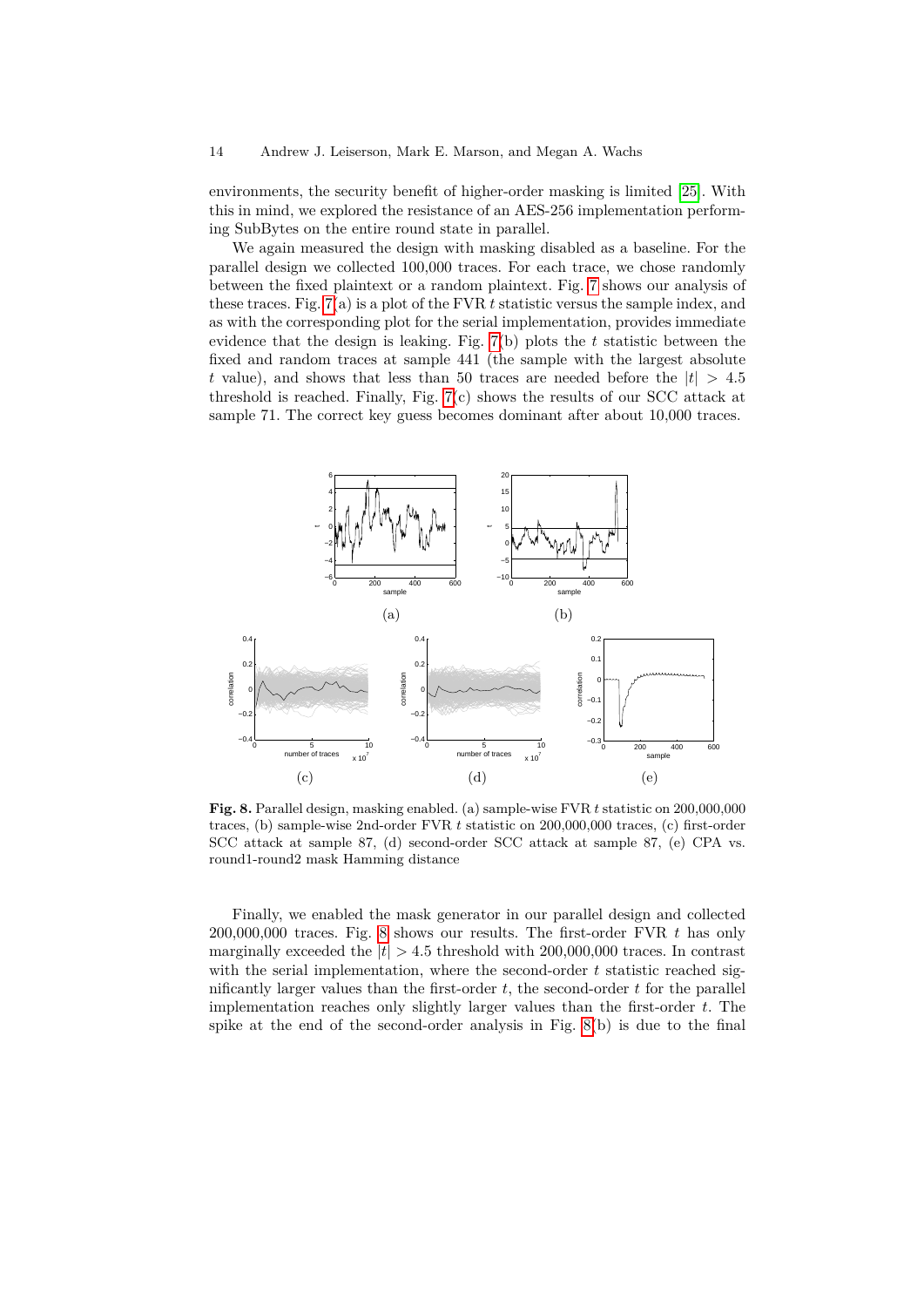environments, the security benefit of higher-order masking is limited [25]. With this in mind, we explored the resistance of an AES-256 implementation performing SubBytes on the entire round state in parallel.

We again measured the design with masking disabled as a baseline. For the parallel design we collected 100,000 traces. For each trace, we chose randomly between the fixed plaintext or a random plaintext. Fig. 7 shows our analysis of these traces. Fig. 7(a) is a plot of the FVR $t$ statistic versus the sample index, and as with the corresponding plot for the serial implementation, provides immediate evidence that the design is leaking. Fig. 7(b) plots the $t$ statistic between the fixed and random traces at sample 441 (the sample with the largest absolute $t$ value), and shows that less than 50 traces are needed before the $|t| > 4.5$ threshold is reached. Finally, Fig. 7(c) shows the results of our SCC attack at sample 71. The correct key guess becomes dominant after about 10,000 traces.

**Fig. 8.** Parallel design, masking enabled. (a) sample-wise FVR $t$ statistic on 200,000,000 traces, (b) sample-wise 2nd-order FVR $t$ statistic on 200,000,000 traces, (c) first-order SCC attack at sample 87, (d) second-order SCC attack at sample 87, (e) CPA vs. round1-round2 mask Hamming distance

Finally, we enabled the mask generator in our parallel design and collected 200,000,000 traces. Fig. 8 shows our results. The first-order FVR $t$ has only marginally exceeded the $|t| > 4.5$ threshold with 200,000,000 traces. In contrast with the serial implementation, where the second-order $t$ statistic reached significantly larger values than the first-order $t$, the second-order $t$ for the parallel implementation reaches only slightly larger values than the first-order $t$. The spike at the end of the second-order analysis in Fig. 8(b) is due to the final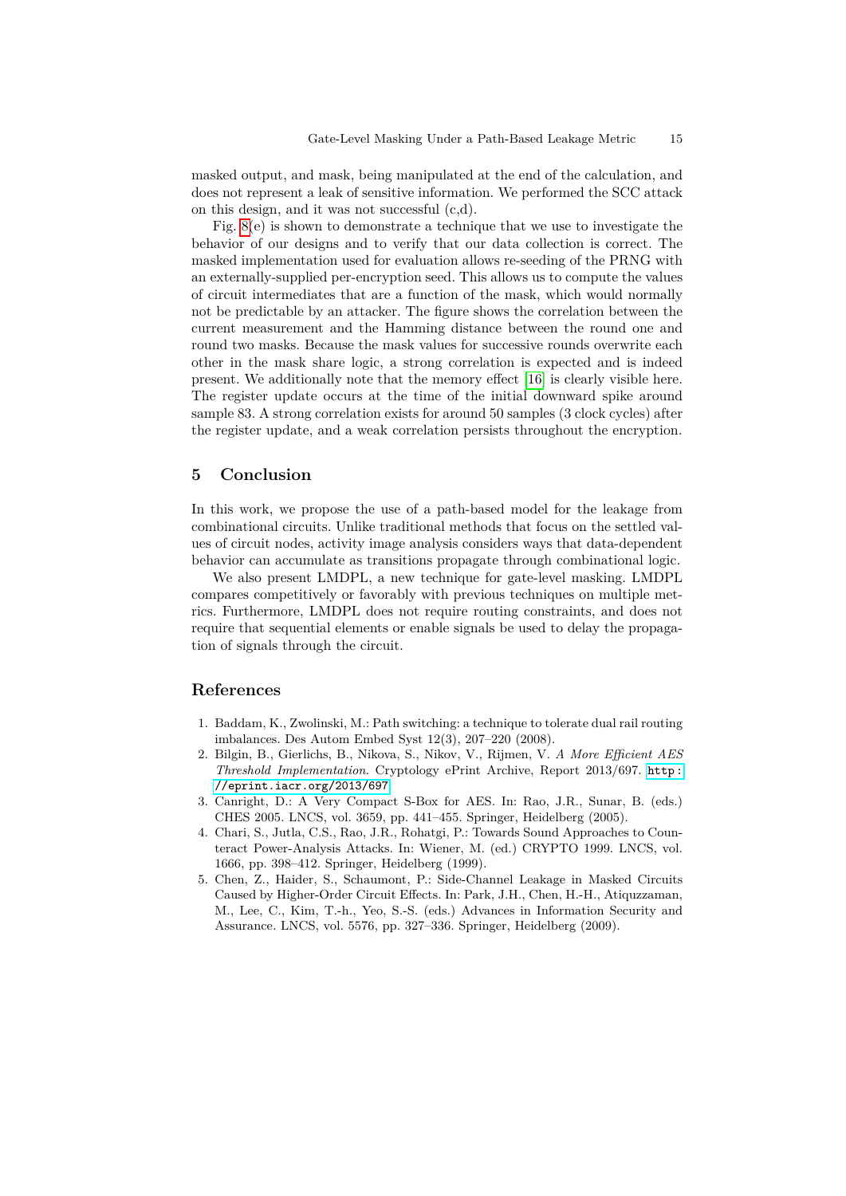masked output, and mask, being manipulated at the end of the calculation, and does not represent a leak of sensitive information. We performed the SCC attack on this design, and it was not successful (c,d).

Fig. 8(e) is shown to demonstrate a technique that we use to investigate the behavior of our designs and to verify that our data collection is correct. The masked implementation used for evaluation allows re-seeding of the PRNG with an externally-supplied per-encryption seed. This allows us to compute the values of circuit intermediates that are a function of the mask, which would normally not be predictable by an attacker. The figure shows the correlation between the current measurement and the Hamming distance between the round one and round two masks. Because the mask values for successive rounds overwrite each other in the mask share logic, a strong correlation is expected and is indeed present. We additionally note that the memory effect [16] is clearly visible here. The register update occurs at the time of the initial downward spike around sample 83. A strong correlation exists for around 50 samples (3 clock cycles) after the register update, and a weak correlation persists throughout the encryption.

## 5 Conclusion

In this work, we propose the use of a path-based model for the leakage from combinational circuits. Unlike traditional methods that focus on the settled values of circuit nodes, activity image analysis considers ways that data-dependent behavior can accumulate as transitions propagate through combinational logic.

We also present LMDPL, a new technique for gate-level masking. LMDPL compares competitively or favorably with previous techniques on multiple metrics. Furthermore, LMDPL does not require routing constraints, and does not require that sequential elements or enable signals be used to delay the propagation of signals through the circuit.

## References

1. Baddam, K., Zwolinski, M.: Path switching: a technique to tolerate dual rail routing imbalances. Des Autom Embed Syst 12(3), 207–220 (2008).
2. Bilgin, B., Gierlichs, B., Nikova, S., Nikov, V., Rijmen, V. *A More Efficient AES Threshold Implementation*. Cryptology ePrint Archive, Report 2013/697. http://eprint.iacr.org/2013/697
3. Canright, D.: A Very Compact S-Box for AES. In: Rao, J.R., Sunar, B. (eds.) CHES 2005. LNCS, vol. 3659, pp. 441–455. Springer, Heidelberg (2005).
4. Chari, S., Jutla, C.S., Rao, J.R., Rohatgi, P.: Towards Sound Approaches to Counteract Power-Analysis Attacks. In: Wiener, M. (ed.) CRYPTO 1999. LNCS, vol. 1666, pp. 398–412. Springer, Heidelberg (1999).
5. Chen, Z., Haider, S., Schaumont, P.: Side-Channel Leakage in Masked Circuits Caused by Higher-Order Circuit Effects. In: Park, J.H., Chen, H.-H., Atiquzzaman, M., Lee, C., Kim, T.-h., Yeo, S.-S. (eds.) Advances in Information Security and Assurance. LNCS, vol. 5576, pp. 327–336. Springer, Heidelberg (2009).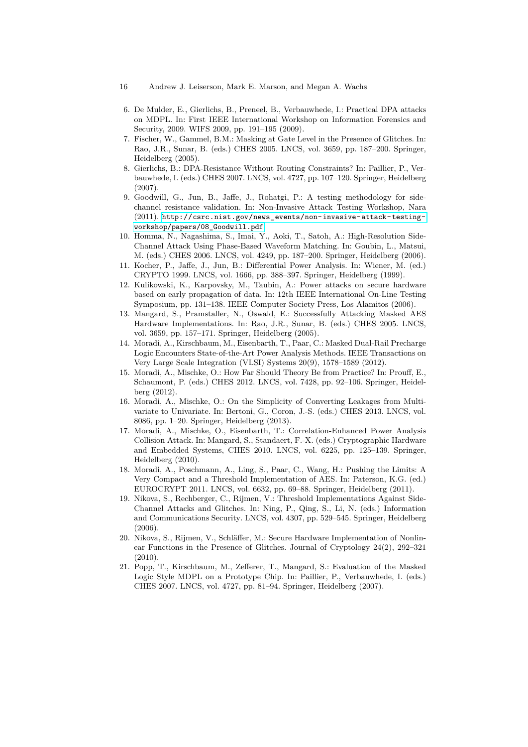6. De Mulder, E., Gierlichs, B., Preneel, B., Verbauwhede, I.: Practical DPA attacks on MDPL. In: First IEEE International Workshop on Information Forensics and Security, 2009. WIFS 2009, pp. 191–195 (2009).
7. Fischer, W., Gammel, B.M.: Masking at Gate Level in the Presence of Glitches. In: Rao, J.R., Sunar, B. (eds.) CHES 2005. LNCS, vol. 3659, pp. 187–200. Springer, Heidelberg (2005).
8. Gierlichs, B.: DPA-Resistance Without Routing Constraints? In: Paillier, P., Verbauwhede, I. (eds.) CHES 2007. LNCS, vol. 4727, pp. 107–120. Springer, Heidelberg (2007).
9. Goodwill, G., Jun, B., Jaffe, J., Rohatgi, P.: A testing methodology for side-channel resistance validation. In: Non-Invasive Attack Testing Workshop, Nara (2011). http://csrc.nist.gov/news_events/non-invasive-attack-testing-workshop/papers/08_Goodwill.pdf
10. Homma, N., Nagashima, S., Imai, Y., Aoki, T., Satoh, A.: High-Resolution Side-Channel Attack Using Phase-Based Waveform Matching. In: Goubin, L., Matsui, M. (eds.) CHES 2006. LNCS, vol. 4249, pp. 187–200. Springer, Heidelberg (2006).
11. Kocher, P., Jaffe, J., Jun, B.: Differential Power Analysis. In: Wiener, M. (ed.) CRYPTO 1999. LNCS, vol. 1666, pp. 388–397. Springer, Heidelberg (1999).
12. Kulikowski, K., Karpovsky, M., Taubin, A.: Power attacks on secure hardware based on early propagation of data. In: 12th IEEE International On-Line Testing Symposium, pp. 131–138. IEEE Computer Society Press, Los Alamitos (2006).
13. Mangard, S., Pramstaller, N., Oswald, E.: Successfully Attacking Masked AES Hardware Implementations. In: Rao, J.R., Sunar, B. (eds.) CHES 2005. LNCS, vol. 3659, pp. 157–171. Springer, Heidelberg (2005).
14. Moradi, A., Kirschbaum, M., Eisenbarth, T., Paar, C.: Masked Dual-Rail Precharge Logic Encounters State-of-the-Art Power Analysis Methods. IEEE Transactions on Very Large Scale Integration (VLSI) Systems 20(9), 1578–1589 (2012).
15. Moradi, A., Mischke, O.: How Far Should Theory Be from Practice? In: Prouff, E., Schaumont, P. (eds.) CHES 2012. LNCS, vol. 7428, pp. 92–106. Springer, Heidelberg (2012).
16. Moradi, A., Mischke, O.: On the Simplicity of Converting Leakages from Multivariate to Univariate. In: Bertoni, G., Coron, J.-S. (eds.) CHES 2013. LNCS, vol. 8086, pp. 1–20. Springer, Heidelberg (2013).
17. Moradi, A., Mischke, O., Eisenbarth, T.: Correlation-Enhanced Power Analysis Collision Attack. In: Mangard, S., Standaert, F.-X. (eds.) Cryptographic Hardware and Embedded Systems, CHES 2010. LNCS, vol. 6225, pp. 125–139. Springer, Heidelberg (2010).
18. Moradi, A., Poschmann, A., Ling, S., Paar, C., Wang, H.: Pushing the Limits: A Very Compact and a Threshold Implementation of AES. In: Paterson, K.G. (ed.) EUROCRYPT 2011. LNCS, vol. 6632, pp. 69–88. Springer, Heidelberg (2011).
19. Nikova, S., Rechberger, C., Rijmen, V.: Threshold Implementations Against Side-Channel Attacks and Glitches. In: Ning, P., Qing, S., Li, N. (eds.) Information and Communications Security. LNCS, vol. 4307, pp. 529–545. Springer, Heidelberg (2006).
20. Nikova, S., Rijmen, V., Schläffer, M.: Secure Hardware Implementation of Nonlinear Functions in the Presence of Glitches. Journal of Cryptology 24(2), 292–321 (2010).
21. Popp, T., Kirschbaum, M., Zefferer, T., Mangard, S.: Evaluation of the Masked Logic Style MDPL on a Prototype Chip. In: Paillier, P., Verbauwhede, I. (eds.) CHES 2007. LNCS, vol. 4727, pp. 81–94. Springer, Heidelberg (2007).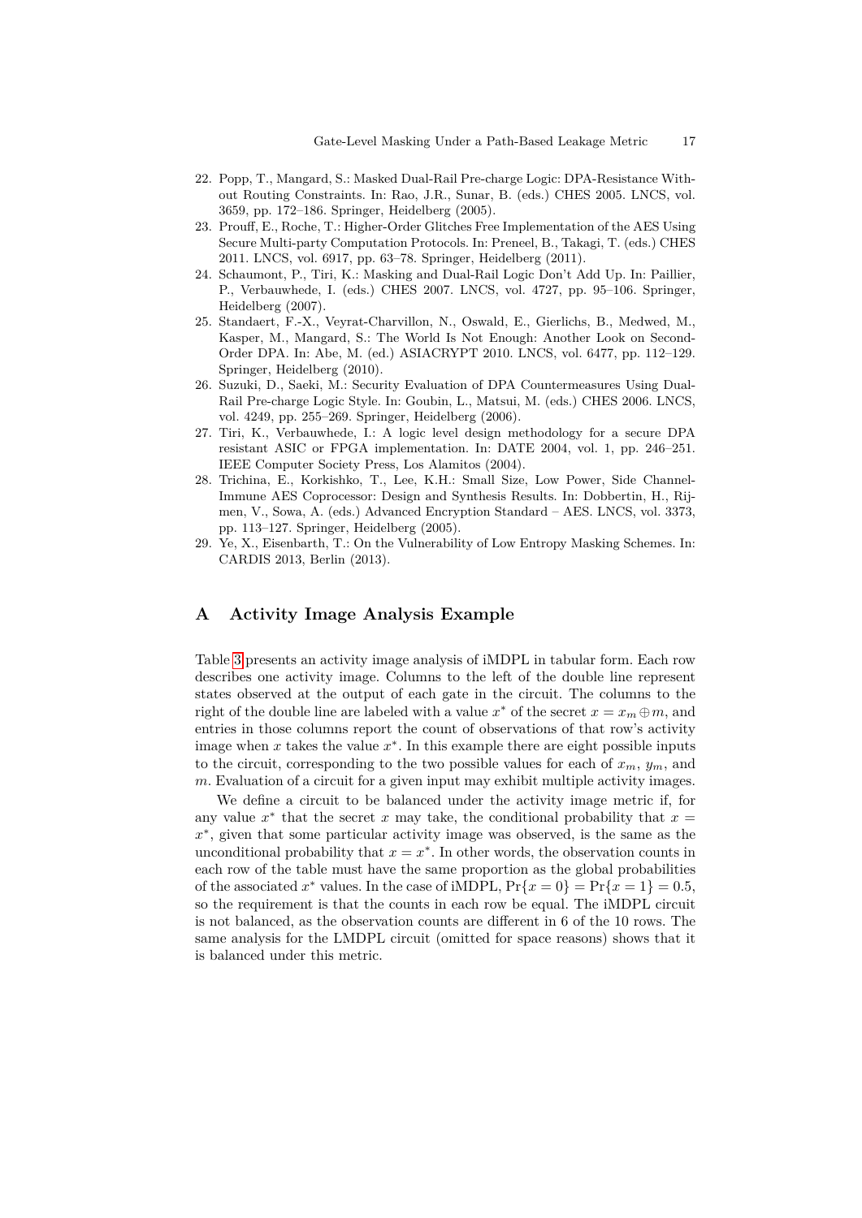22. Popp, T., Mangard, S.: Masked Dual-Rail Pre-charge Logic: DPA-Resistance Without Routing Constraints. In: Rao, J.R., Sunar, B. (eds.) CHES 2005. LNCS, vol. 3659, pp. 172–186. Springer, Heidelberg (2005).
23. Prouff, E., Roche, T.: Higher-Order Glitches Free Implementation of the AES Using Secure Multi-party Computation Protocols. In: Preneel, B., Takagi, T. (eds.) CHES 2011. LNCS, vol. 6917, pp. 63–78. Springer, Heidelberg (2011).
24. Schaumont, P., Tiri, K.: Masking and Dual-Rail Logic Don't Add Up. In: Paillier, P., Verbauwhede, I. (eds.) CHES 2007. LNCS, vol. 4727, pp. 95–106. Springer, Heidelberg (2007).
25. Standaert, F.-X., Veyrat-Charvillon, N., Oswald, E., Gierlichs, B., Medwed, M., Kasper, M., Mangard, S.: The World Is Not Enough: Another Look on Second-Order DPA. In: Abe, M. (ed.) ASIACRYPT 2010. LNCS, vol. 6477, pp. 112–129. Springer, Heidelberg (2010).
26. Suzuki, D., Saeki, M.: Security Evaluation of DPA Countermeasures Using Dual-Rail Pre-charge Logic Style. In: Goubin, L., Matsui, M. (eds.) CHES 2006. LNCS, vol. 4249, pp. 255–269. Springer, Heidelberg (2006).
27. Tiri, K., Verbauwhede, I.: A logic level design methodology for a secure DPA resistant ASIC or FPGA implementation. In: DATE 2004, vol. 1, pp. 246–251. IEEE Computer Society Press, Los Alamitos (2004).
28. Trichina, E., Korkishko, T., Lee, K.H.: Small Size, Low Power, Side Channel-Immune AES Coprocessor: Design and Synthesis Results. In: Dobbertin, H., Rijmen, V., Sowa, A. (eds.) Advanced Encryption Standard – AES. LNCS, vol. 3373, pp. 113–127. Springer, Heidelberg (2005).
29. Ye, X., Eisenbarth, T.: On the Vulnerability of Low Entropy Masking Schemes. In: CARDIS 2013, Berlin (2013).

## A Activity Image Analysis Example

Table 3 presents an activity image analysis of iMDPL in tabular form. Each row describes one activity image. Columns to the left of the double line represent states observed at the output of each gate in the circuit. The columns to the right of the double line are labeled with a value $x^*$ of the secret $x = x_m \oplus m$, and entries in those columns report the count of observations of that row's activity image when $x$ takes the value $x^*$. In this example there are eight possible inputs to the circuit, corresponding to the two possible values for each of $x_m$, $y_m$, and $m$. Evaluation of a circuit for a given input may exhibit multiple activity images.

We define a circuit to be balanced under the activity image metric if, for any value $x^*$ that the secret $x$ may take, the conditional probability that $x = x^*$, given that some particular activity image was observed, is the same as the unconditional probability that $x = x^*$. In other words, the observation counts in each row of the table must have the same proportion as the global probabilities of the associated $x^*$ values. In the case of iMDPL, $\Pr\{x = 0\} = \Pr\{x = 1\} = 0.5$, so the requirement is that the counts in each row be equal. The iMDPL circuit is not balanced, as the observation counts are different in 6 of the 10 rows. The same analysis for the LMDPL circuit (omitted for space reasons) shows that it is balanced under this metric.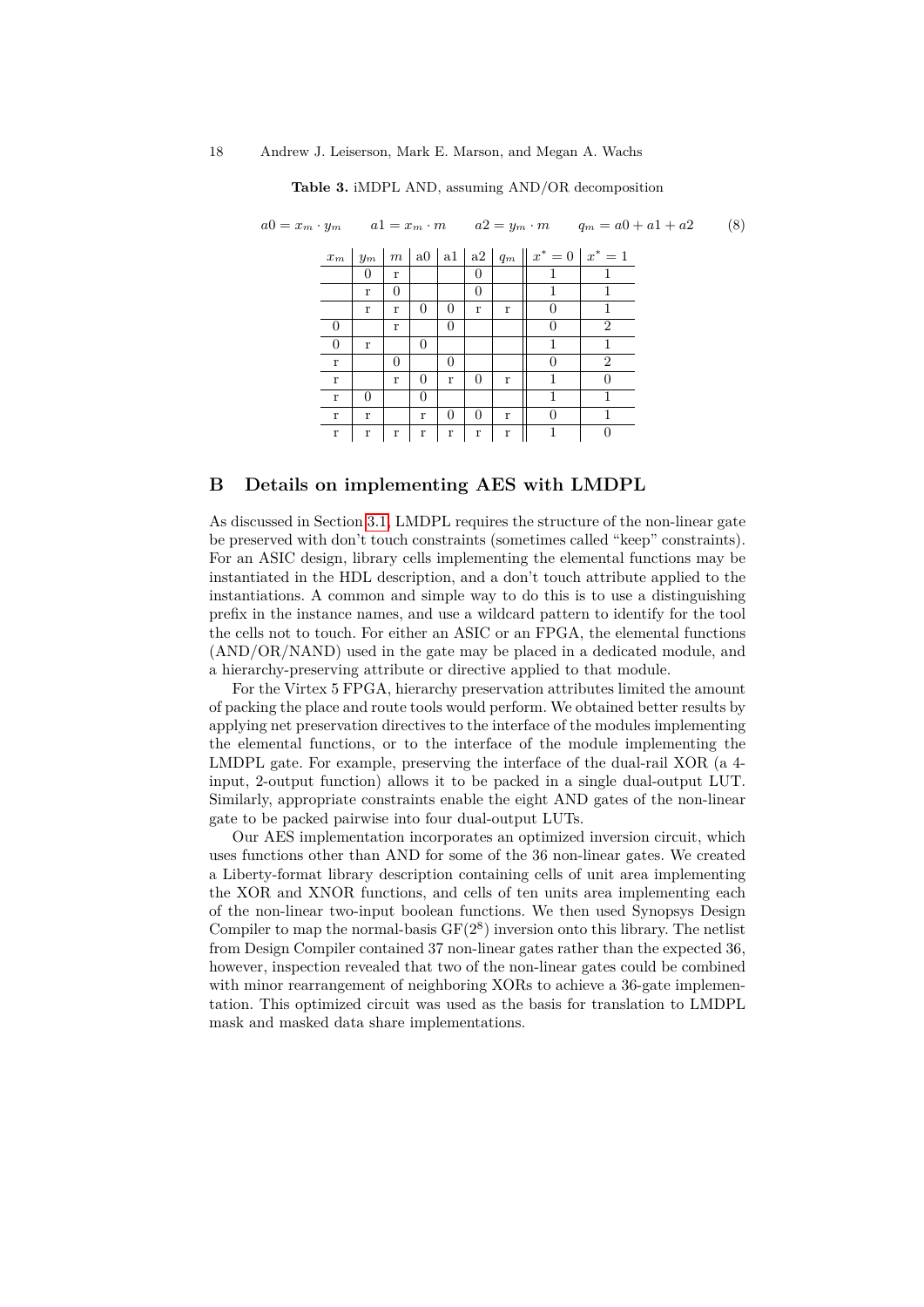**Table 3.** iMDPL AND, assuming AND/OR decomposition

$$a0 = x_m \cdot y_m \qquad a1 = x_m \cdot m \qquad a2 = y_m \cdot m \qquad q_m = a0 + a1 + a2 \tag{8}$$

| $x_m$ | $y_m$ | $m$ | a0 | a1 | a2 | $q_m$ | $x^* = 0$ | $x^* = 1$ |
|---|---|---|---|---|---|---|---|---|
| | 0 | r | | | 0 | | 1 | 1 |
| | r | 0 | | | 0 | | 1 | 1 |
| | r | r | 0 | 0 | r | r | 0 | 1 |
| 0 | | r | | 0 | | | 0 | 2 |
| 0 | r | | 0 | | | | 1 | 1 |
| r | | 0 | | 0 | | | 0 | 2 |
| r | | r | 0 | r | 0 | r | 1 | 0 |
| r | 0 | | 0 | | | | 1 | 1 |
| r | r | | r | 0 | 0 | r | 0 | 1 |
| r | r | r | r | r | r | r | 1 | 0 |

## B Details on implementing AES with LMDPL

As discussed in Section 3.1, LMDPL requires the structure of the non-linear gate be preserved with don't touch constraints (sometimes called "keep" constraints). For an ASIC design, library cells implementing the elemental functions may be instantiated in the HDL description, and a don't touch attribute applied to the instantiations. A common and simple way to do this is to use a distinguishing prefix in the instance names, and use a wildcard pattern to identify for the tool the cells not to touch. For either an ASIC or an FPGA, the elemental functions (AND/OR/NAND) used in the gate may be placed in a dedicated module, and a hierarchy-preserving attribute or directive applied to that module.

For the Virtex 5 FPGA, hierarchy preservation attributes limited the amount of packing the place and route tools would perform. We obtained better results by applying net preservation directives to the interface of the modules implementing the elemental functions, or to the interface of the module implementing the LMDPL gate. For example, preserving the interface of the dual-rail XOR (a 4-input, 2-output function) allows it to be packed in a single dual-output LUT. Similarly, appropriate constraints enable the eight AND gates of the non-linear gate to be packed pairwise into four dual-output LUTs.

Our AES implementation incorporates an optimized inversion circuit, which uses functions other than AND for some of the 36 non-linear gates. We created a Liberty-format library description containing cells of unit area implementing the XOR and XNOR functions, and cells of ten units area implementing each of the non-linear two-input boolean functions. We then used Synopsys Design Compiler to map the normal-basis $GF(2^8)$ inversion onto this library. The netlist from Design Compiler contained 37 non-linear gates rather than the expected 36, however, inspection revealed that two of the non-linear gates could be combined with minor rearrangement of neighboring XORs to achieve a 36-gate implementation. This optimized circuit was used as the basis for translation to LMDPL mask and masked data share implementations.